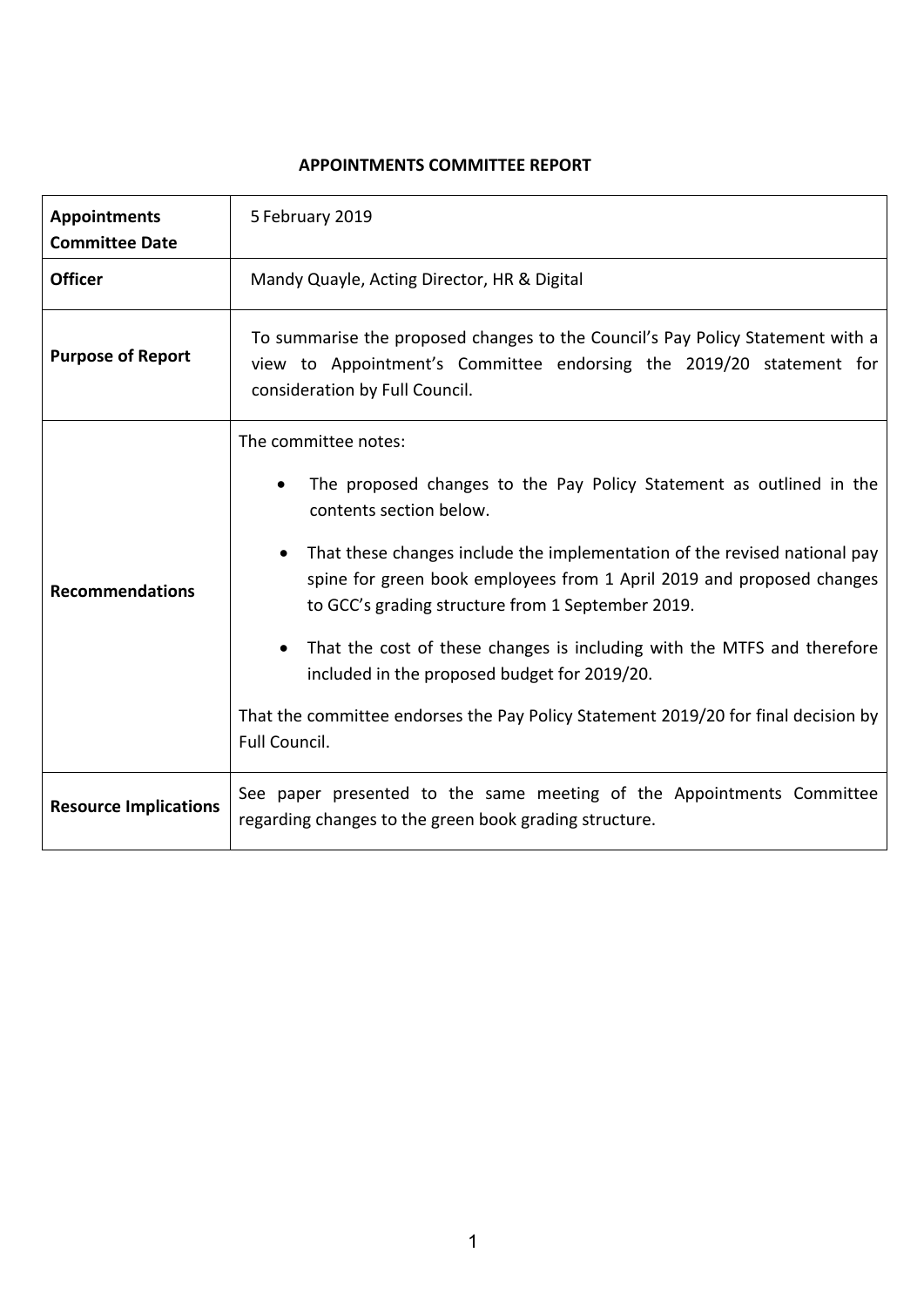**APPOINTMENTS COMMITTEE REPORT**

| | |
|---|---|
| **Appointments Committee Date** | 5 February 2019 |
| **Officer** | Mandy Quayle, Acting Director, HR & Digital |
| **Purpose of Report** | To summarise the proposed changes to the Council's Pay Policy Statement with a view to Appointment's Committee endorsing the 2019/20 statement for consideration by Full Council. |
| **Recommendations** | The committee notes:<br>• The proposed changes to the Pay Policy Statement as outlined in the contents section below.<br>• That these changes include the implementation of the revised national pay spine for green book employees from 1 April 2019 and proposed changes to GCC's grading structure from 1 September 2019.<br>• That the cost of these changes is including with the MTFS and therefore included in the proposed budget for 2019/20.<br>That the committee endorses the Pay Policy Statement 2019/20 for final decision by Full Council. |
| **Resource Implications** | See paper presented to the same meeting of the Appointments Committee regarding changes to the green book grading structure. |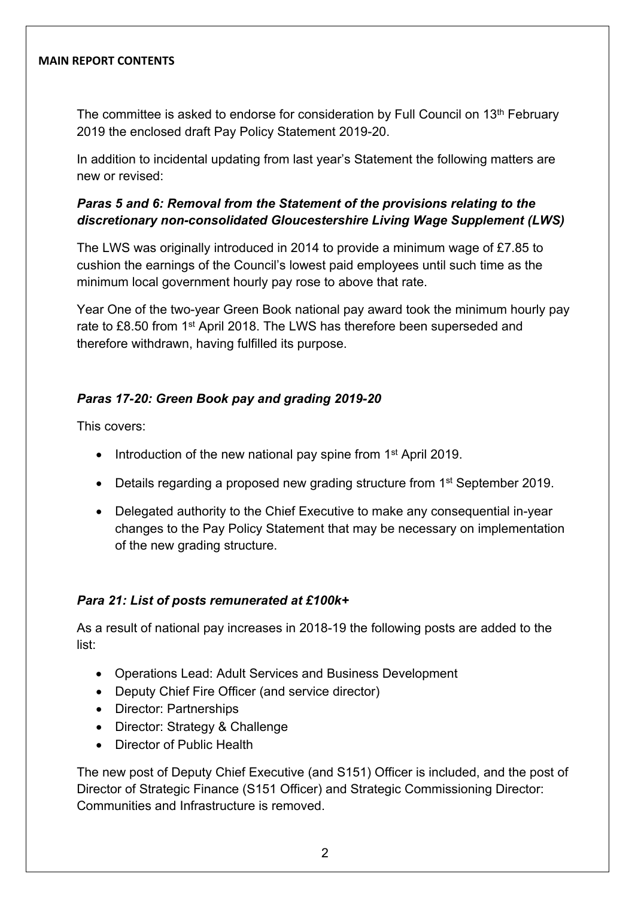**MAIN REPORT CONTENTS**

The committee is asked to endorse for consideration by Full Council on 13th February 2019 the enclosed draft Pay Policy Statement 2019-20.

In addition to incidental updating from last year's Statement the following matters are new or revised:

### *Paras 5 and 6: Removal from the Statement of the provisions relating to the discretionary non-consolidated Gloucestershire Living Wage Supplement (LWS)*

The LWS was originally introduced in 2014 to provide a minimum wage of £7.85 to cushion the earnings of the Council's lowest paid employees until such time as the minimum local government hourly pay rose to above that rate.

Year One of the two-year Green Book national pay award took the minimum hourly pay rate to £8.50 from 1st April 2018. The LWS has therefore been superseded and therefore withdrawn, having fulfilled its purpose.

### *Paras 17-20: Green Book pay and grading 2019-20*

This covers:

- Introduction of the new national pay spine from 1st April 2019.
- Details regarding a proposed new grading structure from 1st September 2019.
- Delegated authority to the Chief Executive to make any consequential in-year changes to the Pay Policy Statement that may be necessary on implementation of the new grading structure.

### *Para 21: List of posts remunerated at £100k+*

As a result of national pay increases in 2018-19 the following posts are added to the list:

- Operations Lead: Adult Services and Business Development
- Deputy Chief Fire Officer (and service director)
- Director: Partnerships
- Director: Strategy & Challenge
- Director of Public Health

The new post of Deputy Chief Executive (and S151) Officer is included, and the post of Director of Strategic Finance (S151 Officer) and Strategic Commissioning Director: Communities and Infrastructure is removed.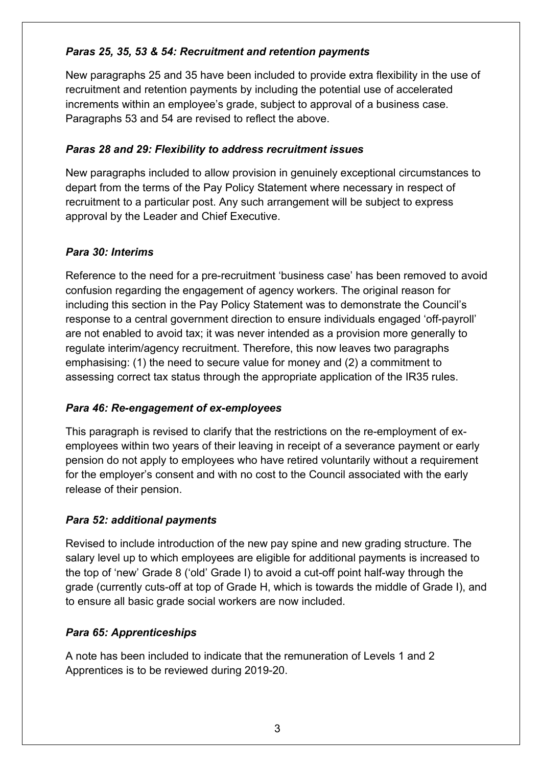### *Paras 25, 35, 53 & 54: Recruitment and retention payments*

New paragraphs 25 and 35 have been included to provide extra flexibility in the use of recruitment and retention payments by including the potential use of accelerated increments within an employee's grade, subject to approval of a business case. Paragraphs 53 and 54 are revised to reflect the above.

### *Paras 28 and 29: Flexibility to address recruitment issues*

New paragraphs included to allow provision in genuinely exceptional circumstances to depart from the terms of the Pay Policy Statement where necessary in respect of recruitment to a particular post. Any such arrangement will be subject to express approval by the Leader and Chief Executive.

### *Para 30: Interims*

Reference to the need for a pre-recruitment 'business case' has been removed to avoid confusion regarding the engagement of agency workers. The original reason for including this section in the Pay Policy Statement was to demonstrate the Council's response to a central government direction to ensure individuals engaged 'off-payroll' are not enabled to avoid tax; it was never intended as a provision more generally to regulate interim/agency recruitment. Therefore, this now leaves two paragraphs emphasising: (1) the need to secure value for money and (2) a commitment to assessing correct tax status through the appropriate application of the IR35 rules.

### *Para 46: Re-engagement of ex-employees*

This paragraph is revised to clarify that the restrictions on the re-employment of ex-employees within two years of their leaving in receipt of a severance payment or early pension do not apply to employees who have retired voluntarily without a requirement for the employer's consent and with no cost to the Council associated with the early release of their pension.

### *Para 52: additional payments*

Revised to include introduction of the new pay spine and new grading structure. The salary level up to which employees are eligible for additional payments is increased to the top of 'new' Grade 8 ('old' Grade I) to avoid a cut-off point half-way through the grade (currently cuts-off at top of Grade H, which is towards the middle of Grade I), and to ensure all basic grade social workers are now included.

### *Para 65: Apprenticeships*

A note has been included to indicate that the remuneration of Levels 1 and 2 Apprentices is to be reviewed during 2019-20.